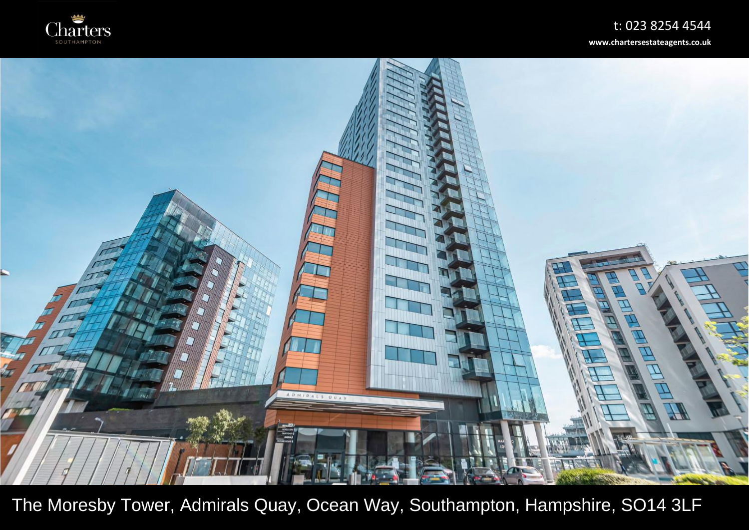Charters
SOUTHAMPTON

t: 023 8254 4544
www.chartersestateagents.co.uk

The Moresby Tower, Admirals Quay, Ocean Way, Southampton, Hampshire, SO14 3LF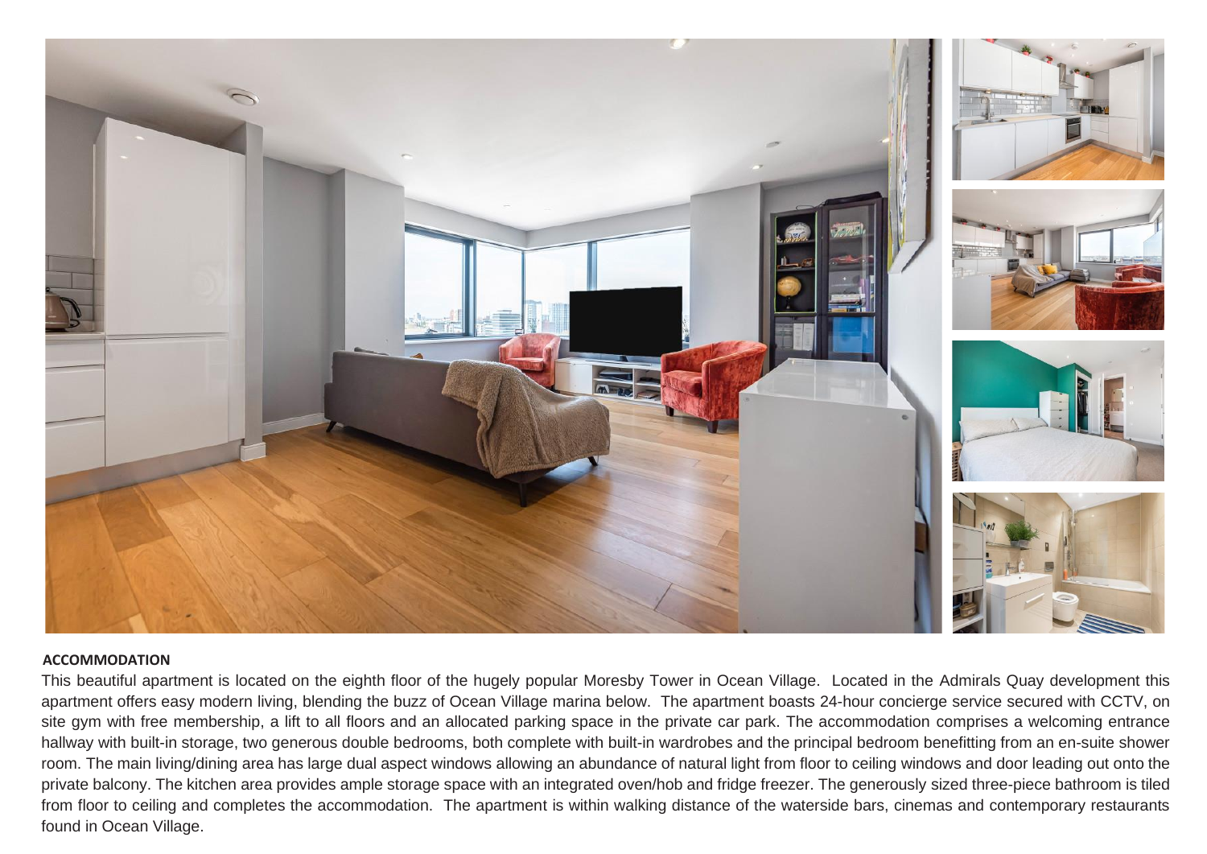## ACCOMMODATION

This beautiful apartment is located on the eighth floor of the hugely popular Moresby Tower in Ocean Village. Located in the Admirals Quay development this apartment offers easy modern living, blending the buzz of Ocean Village marina below. The apartment boasts 24-hour concierge service secured with CCTV, on site gym with free membership, a lift to all floors and an allocated parking space in the private car park. The accommodation comprises a welcoming entrance hallway with built-in storage, two generous double bedrooms, both complete with built-in wardrobes and the principal bedroom benefitting from an en-suite shower room. The main living/dining area has large dual aspect windows allowing an abundance of natural light from floor to ceiling windows and door leading out onto the private balcony. The kitchen area provides ample storage space with an integrated oven/hob and fridge freezer. The generously sized three-piece bathroom is tiled from floor to ceiling and completes the accommodation. The apartment is within walking distance of the waterside bars, cinemas and contemporary restaurants found in Ocean Village.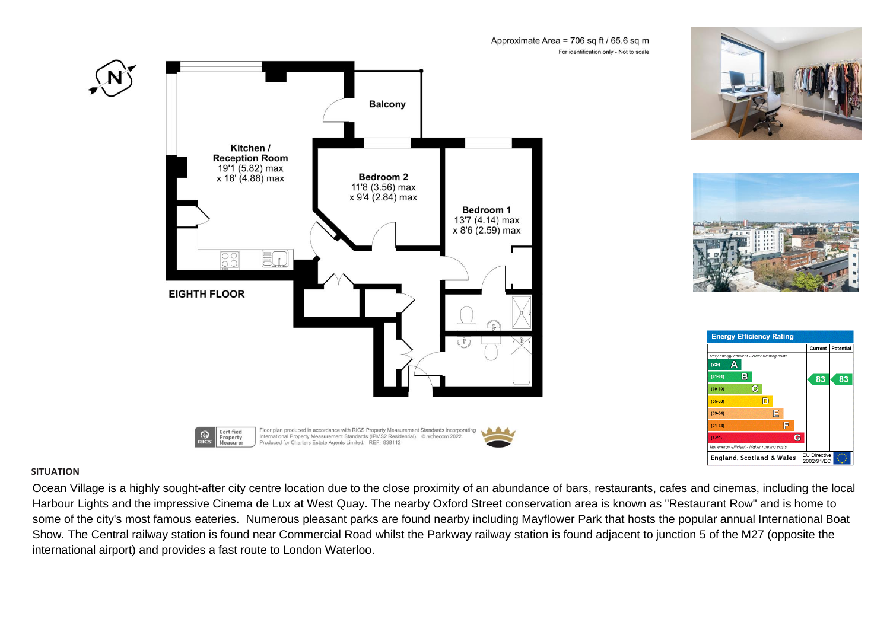Approximate Area = 706 sq ft / 65.6 sq m

For identification only - Not to scale

**Kitchen / Reception Room**
19'1 (5.82) max
x 16' (4.88) max

**Balcony**

**Bedroom 2**
11'8 (3.56) max
x 9'4 (2.84) max

**Bedroom 1**
13'7 (4.14) max
x 8'6 (2.59) max

**EIGHTH FLOOR**

Certified Property Measurer

Floor plan produced in accordance with RICS Property Measurement Standards incorporating International Property Measurement Standards (IPMS2 Residential). ©nichecom 2022. Produced for Charters Estate Agents Limited. REF: 838112

| Energy Efficiency Rating | Current | Potential |
|---|---|---|
| *Very energy efficient - lower running costs* | | |
| (92+) A | | |
| (81-91) B | 83 | 83 |
| (69-80) C | | |
| (55-68) D | | |
| (39-54) E | | |
| (21-38) F | | |
| (1-20) G | | |
| *Not energy efficient - higher running costs* | | |
| England, Scotland & Wales | EU Directive 2002/91/EC | |

## SITUATION

Ocean Village is a highly sought-after city centre location due to the close proximity of an abundance of bars, restaurants, cafes and cinemas, including the local Harbour Lights and the impressive Cinema de Lux at West Quay. The nearby Oxford Street conservation area is known as "Restaurant Row" and is home to some of the city's most famous eateries. Numerous pleasant parks are found nearby including Mayflower Park that hosts the popular annual International Boat Show. The Central railway station is found near Commercial Road whilst the Parkway railway station is found adjacent to junction 5 of the M27 (opposite the international airport) and provides a fast route to London Waterloo.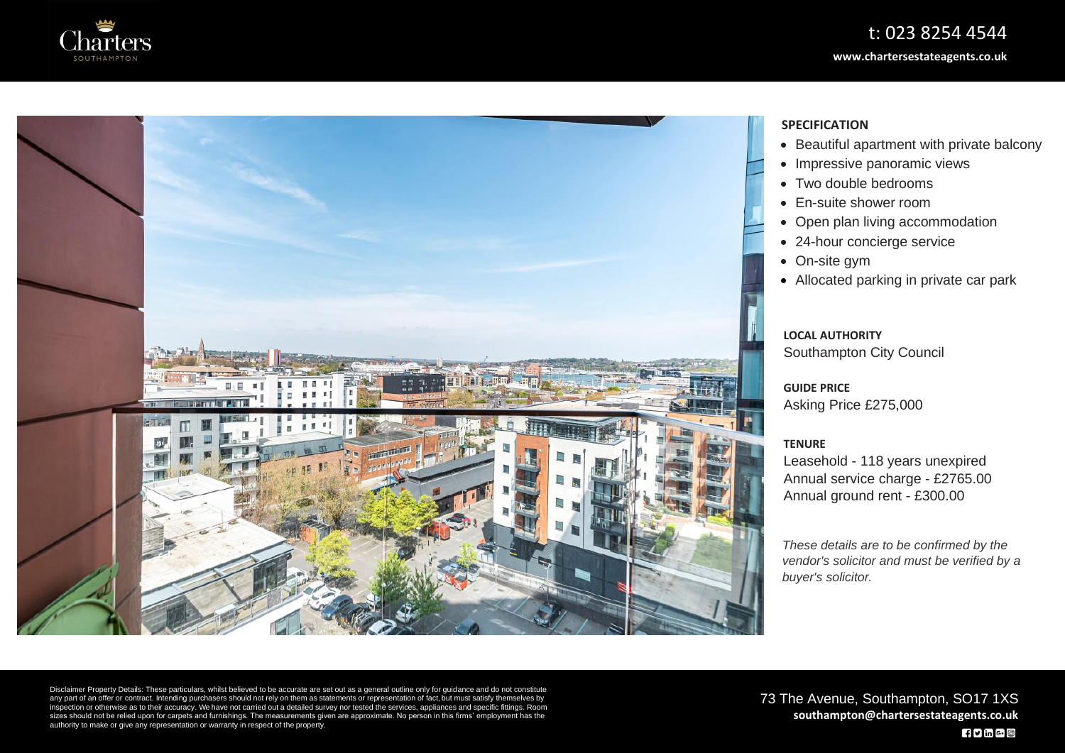Charters
SOUTHAMPTON

t: 023 8254 4544

www.chartersestateagents.co.uk

**SPECIFICATION**

- Beautiful apartment with private balcony
- Impressive panoramic views
- Two double bedrooms
- En-suite shower room
- Open plan living accommodation
- 24-hour concierge service
- On-site gym
- Allocated parking in private car park

**LOCAL AUTHORITY**
Southampton City Council

**GUIDE PRICE**
Asking Price £275,000

**TENURE**
Leasehold - 118 years unexpired
Annual service charge - £2765.00
Annual ground rent - £300.00

*These details are to be confirmed by the vendor's solicitor and must be verified by a buyer's solicitor.*

Disclaimer Property Details: These particulars, whilst believed to be accurate are set out as a general outline only for guidance and do not constitute any part of an offer or contract. Intending purchasers should not rely on them as statements or representation of fact, but must satisfy themselves by inspection or otherwise as to their accuracy. We have not carried out a detailed survey nor tested the services, appliances and specific fittings. Room sizes should not be relied upon for carpets and furnishings. The measurements given are approximate. No person in this firms' employment has the authority to make or give any representation or warranty in respect of the property.

73 The Avenue, Southampton, SO17 1XS
**southampton@chartersestateagents.co.uk**